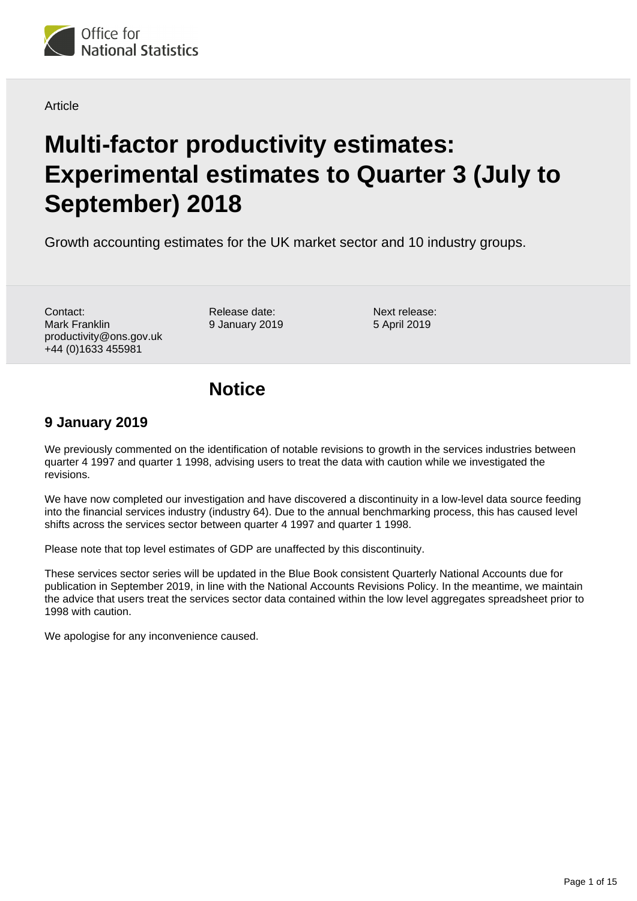Office for National Statistics

Article

# Multi-factor productivity estimates: Experimental estimates to Quarter 3 (July to September) 2018

Growth accounting estimates for the UK market sector and 10 industry groups.

Contact:
Mark Franklin
productivity@ons.gov.uk
+44 (0)1633 455981

Release date:
9 January 2019

Next release:
5 April 2019

## Notice

### 9 January 2019

We previously commented on the identification of notable revisions to growth in the services industries between quarter 4 1997 and quarter 1 1998, advising users to treat the data with caution while we investigated the revisions.

We have now completed our investigation and have discovered a discontinuity in a low-level data source feeding into the financial services industry (industry 64). Due to the annual benchmarking process, this has caused level shifts across the services sector between quarter 4 1997 and quarter 1 1998.

Please note that top level estimates of GDP are unaffected by this discontinuity.

These services sector series will be updated in the Blue Book consistent Quarterly National Accounts due for publication in September 2019, in line with the National Accounts Revisions Policy. In the meantime, we maintain the advice that users treat the services sector data contained within the low level aggregates spreadsheet prior to 1998 with caution.

We apologise for any inconvenience caused.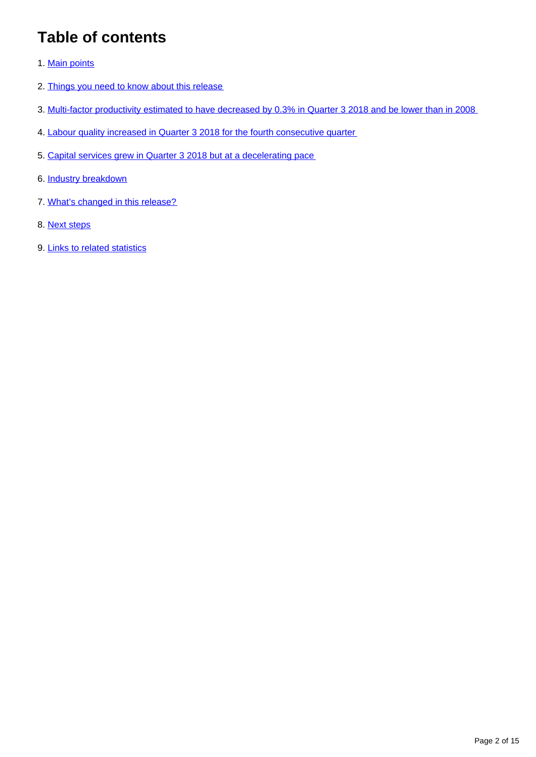# Table of contents

1. Main points
2. Things you need to know about this release
3. Multi-factor productivity estimated to have decreased by 0.3% in Quarter 3 2018 and be lower than in 2008
4. Labour quality increased in Quarter 3 2018 for the fourth consecutive quarter
5. Capital services grew in Quarter 3 2018 but at a decelerating pace
6. Industry breakdown
7. What's changed in this release?
8. Next steps
9. Links to related statistics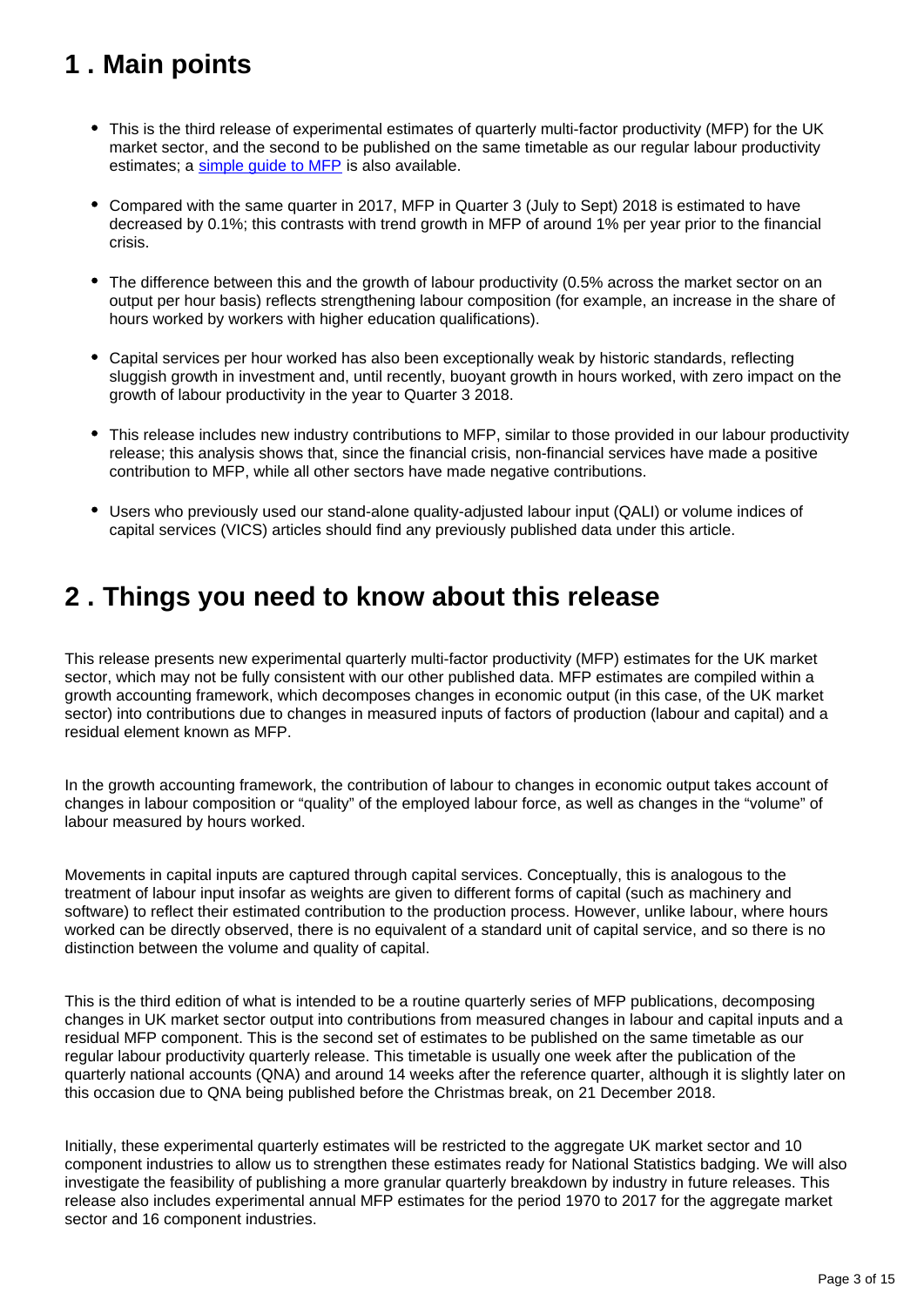## 1 . Main points

- This is the third release of experimental estimates of quarterly multi-factor productivity (MFP) for the UK market sector, and the second to be published on the same timetable as our regular labour productivity estimates; a simple guide to MFP is also available.

- Compared with the same quarter in 2017, MFP in Quarter 3 (July to Sept) 2018 is estimated to have decreased by 0.1%; this contrasts with trend growth in MFP of around 1% per year prior to the financial crisis.

- The difference between this and the growth of labour productivity (0.5% across the market sector on an output per hour basis) reflects strengthening labour composition (for example, an increase in the share of hours worked by workers with higher education qualifications).

- Capital services per hour worked has also been exceptionally weak by historic standards, reflecting sluggish growth in investment and, until recently, buoyant growth in hours worked, with zero impact on the growth of labour productivity in the year to Quarter 3 2018.

- This release includes new industry contributions to MFP, similar to those provided in our labour productivity release; this analysis shows that, since the financial crisis, non-financial services have made a positive contribution to MFP, while all other sectors have made negative contributions.

- Users who previously used our stand-alone quality-adjusted labour input (QALI) or volume indices of capital services (VICS) articles should find any previously published data under this article.

## 2 . Things you need to know about this release

This release presents new experimental quarterly multi-factor productivity (MFP) estimates for the UK market sector, which may not be fully consistent with our other published data. MFP estimates are compiled within a growth accounting framework, which decomposes changes in economic output (in this case, of the UK market sector) into contributions due to changes in measured inputs of factors of production (labour and capital) and a residual element known as MFP.

In the growth accounting framework, the contribution of labour to changes in economic output takes account of changes in labour composition or "quality" of the employed labour force, as well as changes in the "volume" of labour measured by hours worked.

Movements in capital inputs are captured through capital services. Conceptually, this is analogous to the treatment of labour input insofar as weights are given to different forms of capital (such as machinery and software) to reflect their estimated contribution to the production process. However, unlike labour, where hours worked can be directly observed, there is no equivalent of a standard unit of capital service, and so there is no distinction between the volume and quality of capital.

This is the third edition of what is intended to be a routine quarterly series of MFP publications, decomposing changes in UK market sector output into contributions from measured changes in labour and capital inputs and a residual MFP component. This is the second set of estimates to be published on the same timetable as our regular labour productivity quarterly release. This timetable is usually one week after the publication of the quarterly national accounts (QNA) and around 14 weeks after the reference quarter, although it is slightly later on this occasion due to QNA being published before the Christmas break, on 21 December 2018.

Initially, these experimental quarterly estimates will be restricted to the aggregate UK market sector and 10 component industries to allow us to strengthen these estimates ready for National Statistics badging. We will also investigate the feasibility of publishing a more granular quarterly breakdown by industry in future releases. This release also includes experimental annual MFP estimates for the period 1970 to 2017 for the aggregate market sector and 16 component industries.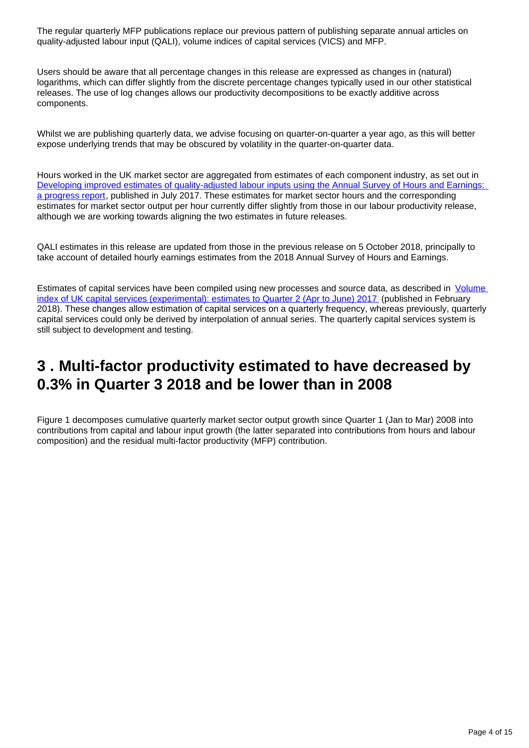The regular quarterly MFP publications replace our previous pattern of publishing separate annual articles on quality-adjusted labour input (QALI), volume indices of capital services (VICS) and MFP.

Users should be aware that all percentage changes in this release are expressed as changes in (natural) logarithms, which can differ slightly from the discrete percentage changes typically used in our other statistical releases. The use of log changes allows our productivity decompositions to be exactly additive across components.

Whilst we are publishing quarterly data, we advise focusing on quarter-on-quarter a year ago, as this will better expose underlying trends that may be obscured by volatility in the quarter-on-quarter data.

Hours worked in the UK market sector are aggregated from estimates of each component industry, as set out in [Developing improved estimates of quality-adjusted labour inputs using the Annual Survey of Hours and Earnings: a progress report], published in July 2017. These estimates for market sector hours and the corresponding estimates for market sector output per hour currently differ slightly from those in our labour productivity release, although we are working towards aligning the two estimates in future releases.

QALI estimates in this release are updated from those in the previous release on 5 October 2018, principally to take account of detailed hourly earnings estimates from the 2018 Annual Survey of Hours and Earnings.

Estimates of capital services have been compiled using new processes and source data, as described in [Volume index of UK capital services (experimental): estimates to Quarter 2 (Apr to June) 2017] (published in February 2018). These changes allow estimation of capital services on a quarterly frequency, whereas previously, quarterly capital services could only be derived by interpolation of annual series. The quarterly capital services system is still subject to development and testing.

## 3 . Multi-factor productivity estimated to have decreased by 0.3% in Quarter 3 2018 and be lower than in 2008

Figure 1 decomposes cumulative quarterly market sector output growth since Quarter 1 (Jan to Mar) 2008 into contributions from capital and labour input growth (the latter separated into contributions from hours and labour composition) and the residual multi-factor productivity (MFP) contribution.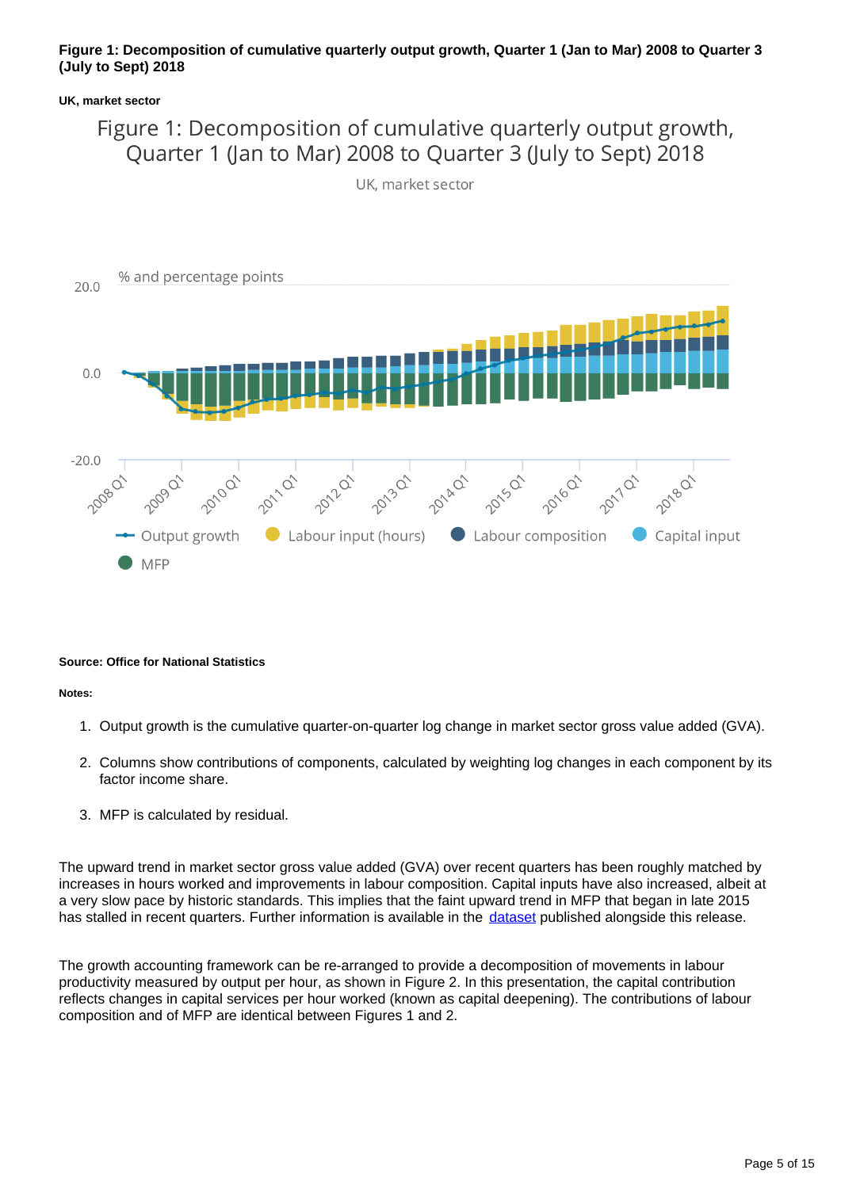**Figure 1: Decomposition of cumulative quarterly output growth, Quarter 1 (Jan to Mar) 2008 to Quarter 3 (July to Sept) 2018**

**UK, market sector**

**Source: Office for National Statistics**

**Notes:**

1. Output growth is the cumulative quarter-on-quarter log change in market sector gross value added (GVA).
2. Columns show contributions of components, calculated by weighting log changes in each component by its factor income share.
3. MFP is calculated by residual.

The upward trend in market sector gross value added (GVA) over recent quarters has been roughly matched by increases in hours worked and improvements in labour composition. Capital inputs have also increased, albeit at a very slow pace by historic standards. This implies that the faint upward trend in MFP that began in late 2015 has stalled in recent quarters. Further information is available in the dataset published alongside this release.

The growth accounting framework can be re-arranged to provide a decomposition of movements in labour productivity measured by output per hour, as shown in Figure 2. In this presentation, the capital contribution reflects changes in capital services per hour worked (known as capital deepening). The contributions of labour composition and of MFP are identical between Figures 1 and 2.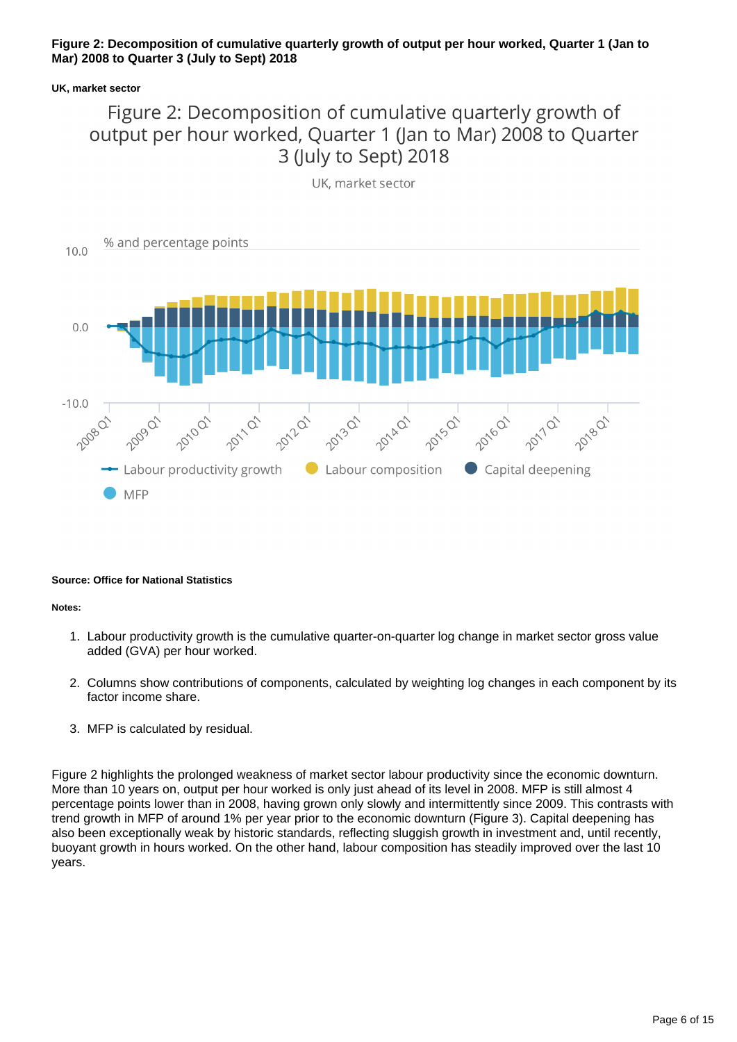**Figure 2: Decomposition of cumulative quarterly growth of output per hour worked, Quarter 1 (Jan to Mar) 2008 to Quarter 3 (July to Sept) 2018**

**UK, market sector**

**Source: Office for National Statistics**

**Notes:**

1. Labour productivity growth is the cumulative quarter-on-quarter log change in market sector gross value added (GVA) per hour worked.
2. Columns show contributions of components, calculated by weighting log changes in each component by its factor income share.
3. MFP is calculated by residual.

Figure 2 highlights the prolonged weakness of market sector labour productivity since the economic downturn. More than 10 years on, output per hour worked is only just ahead of its level in 2008. MFP is still almost 4 percentage points lower than in 2008, having grown only slowly and intermittently since 2009. This contrasts with trend growth in MFP of around 1% per year prior to the economic downturn (Figure 3). Capital deepening has also been exceptionally weak by historic standards, reflecting sluggish growth in investment and, until recently, buoyant growth in hours worked. On the other hand, labour composition has steadily improved over the last 10 years.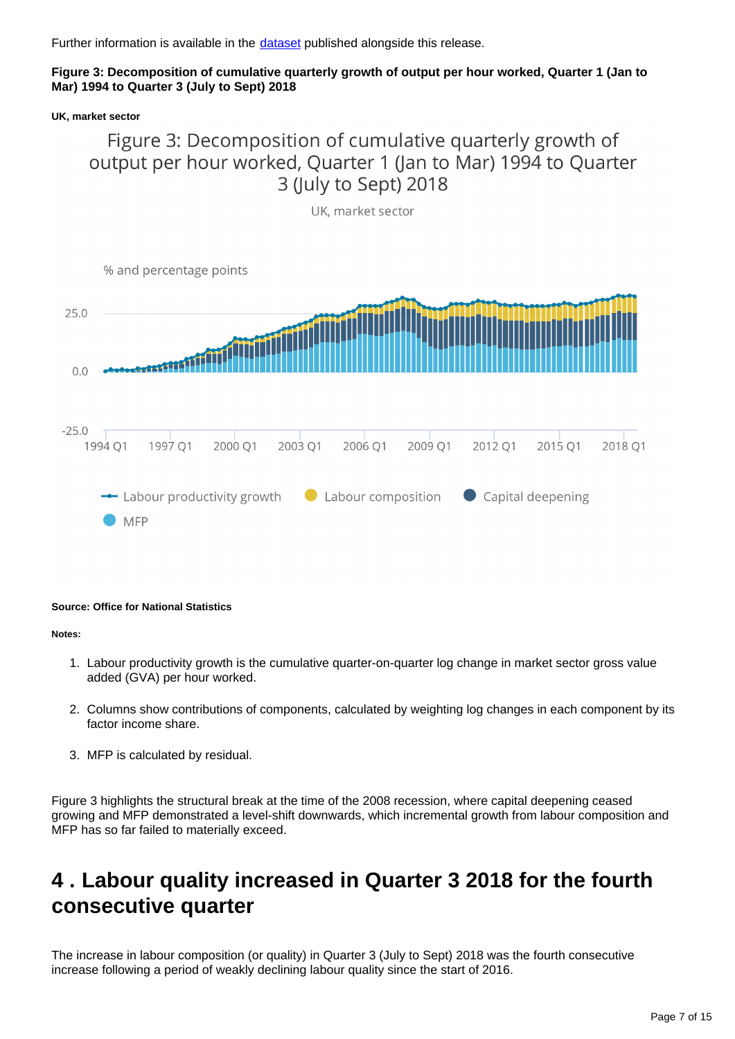Further information is available in the [dataset](dataset) published alongside this release.

**Figure 3: Decomposition of cumulative quarterly growth of output per hour worked, Quarter 1 (Jan to Mar) 1994 to Quarter 3 (July to Sept) 2018**

**UK, market sector**

**Source: Office for National Statistics**

**Notes:**

1. Labour productivity growth is the cumulative quarter-on-quarter log change in market sector gross value added (GVA) per hour worked.
2. Columns show contributions of components, calculated by weighting log changes in each component by its factor income share.
3. MFP is calculated by residual.

Figure 3 highlights the structural break at the time of the 2008 recession, where capital deepening ceased growing and MFP demonstrated a level-shift downwards, which incremental growth from labour composition and MFP has so far failed to materially exceed.

## 4 . Labour quality increased in Quarter 3 2018 for the fourth consecutive quarter

The increase in labour composition (or quality) in Quarter 3 (July to Sept) 2018 was the fourth consecutive increase following a period of weakly declining labour quality since the start of 2016.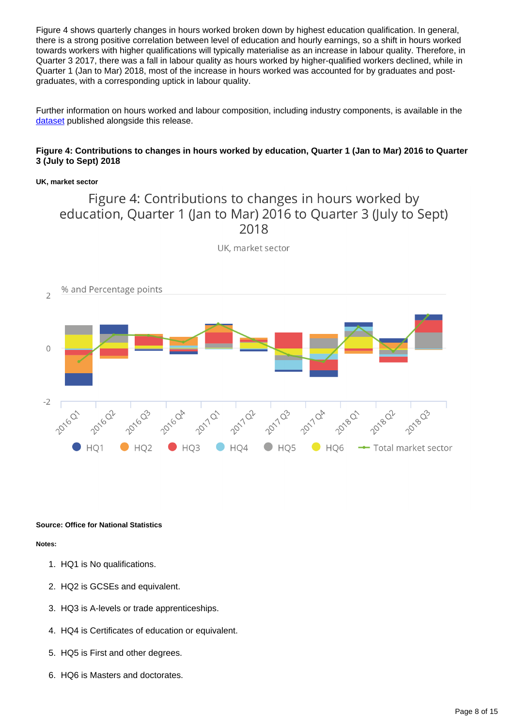Figure 4 shows quarterly changes in hours worked broken down by highest education qualification. In general, there is a strong positive correlation between level of education and hourly earnings, so a shift in hours worked towards workers with higher qualifications will typically materialise as an increase in labour quality. Therefore, in Quarter 3 2017, there was a fall in labour quality as hours worked by higher-qualified workers declined, while in Quarter 1 (Jan to Mar) 2018, most of the increase in hours worked was accounted for by graduates and post-graduates, with a corresponding uptick in labour quality.

Further information on hours worked and labour composition, including industry components, is available in the dataset published alongside this release.

**Figure 4: Contributions to changes in hours worked by education, Quarter 1 (Jan to Mar) 2016 to Quarter 3 (July to Sept) 2018**

**UK, market sector**

Figure 4: Contributions to changes in hours worked by education, Quarter 1 (Jan to Mar) 2016 to Quarter 3 (July to Sept) 2018

UK, market sector

% and Percentage points

HQ1, HQ2, HQ3, HQ4, HQ5, HQ6, Total market sector

2016 Q1, 2016 Q2, 2016 Q3, 2016 Q4, 2017 Q1, 2017 Q2, 2017 Q3, 2017 Q4, 2018 Q1, 2018 Q2, 2018 Q3

**Source: Office for National Statistics**

**Notes:**

1. HQ1 is No qualifications.
2. HQ2 is GCSEs and equivalent.
3. HQ3 is A-levels or trade apprenticeships.
4. HQ4 is Certificates of education or equivalent.
5. HQ5 is First and other degrees.
6. HQ6 is Masters and doctorates.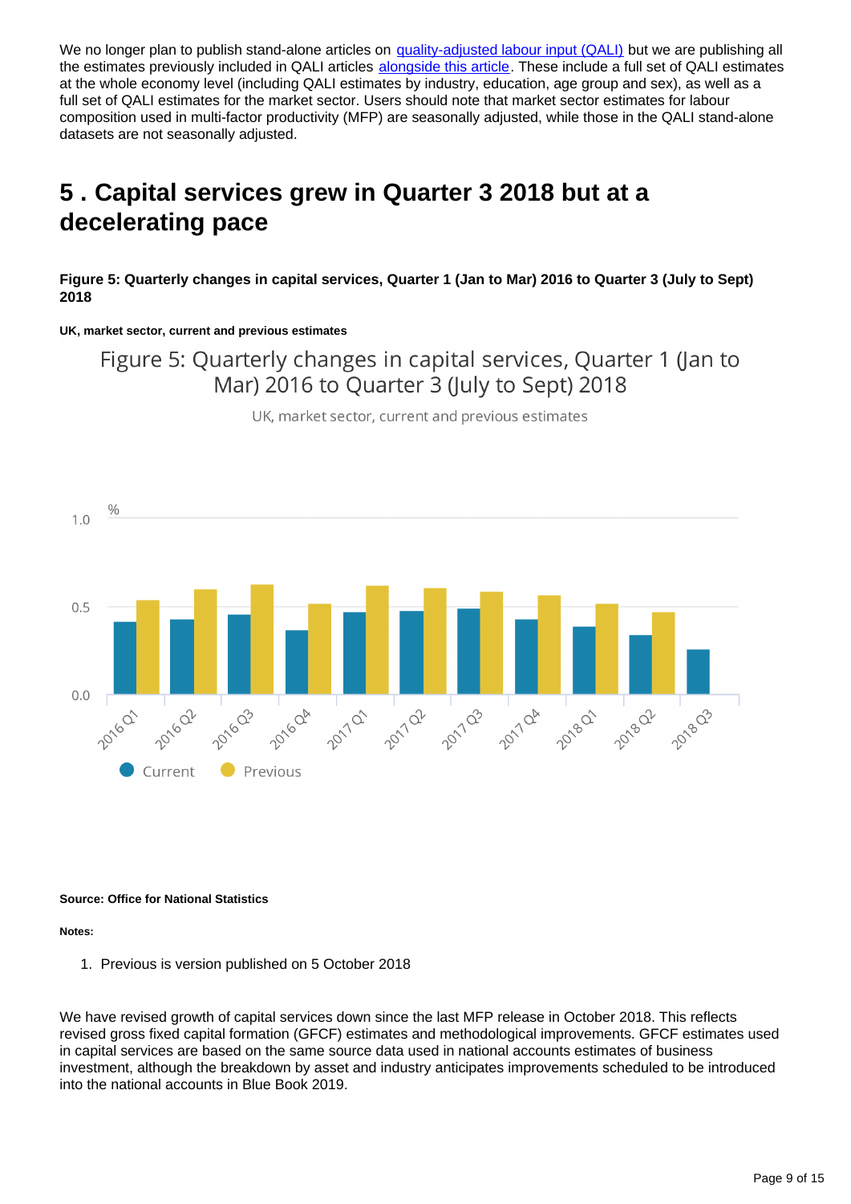We no longer plan to publish stand-alone articles on quality-adjusted labour input (QALI) but we are publishing all the estimates previously included in QALI articles alongside this article. These include a full set of QALI estimates at the whole economy level (including QALI estimates by industry, education, age group and sex), as well as a full set of QALI estimates for the market sector. Users should note that market sector estimates for labour composition used in multi-factor productivity (MFP) are seasonally adjusted, while those in the QALI stand-alone datasets are not seasonally adjusted.

## 5 . Capital services grew in Quarter 3 2018 but at a decelerating pace

**Figure 5: Quarterly changes in capital services, Quarter 1 (Jan to Mar) 2016 to Quarter 3 (July to Sept) 2018**

**UK, market sector, current and previous estimates**

**Source: Office for National Statistics**

**Notes:**

1. Previous is version published on 5 October 2018

We have revised growth of capital services down since the last MFP release in October 2018. This reflects revised gross fixed capital formation (GFCF) estimates and methodological improvements. GFCF estimates used in capital services are based on the same source data used in national accounts estimates of business investment, although the breakdown by asset and industry anticipates improvements scheduled to be introduced into the national accounts in Blue Book 2019.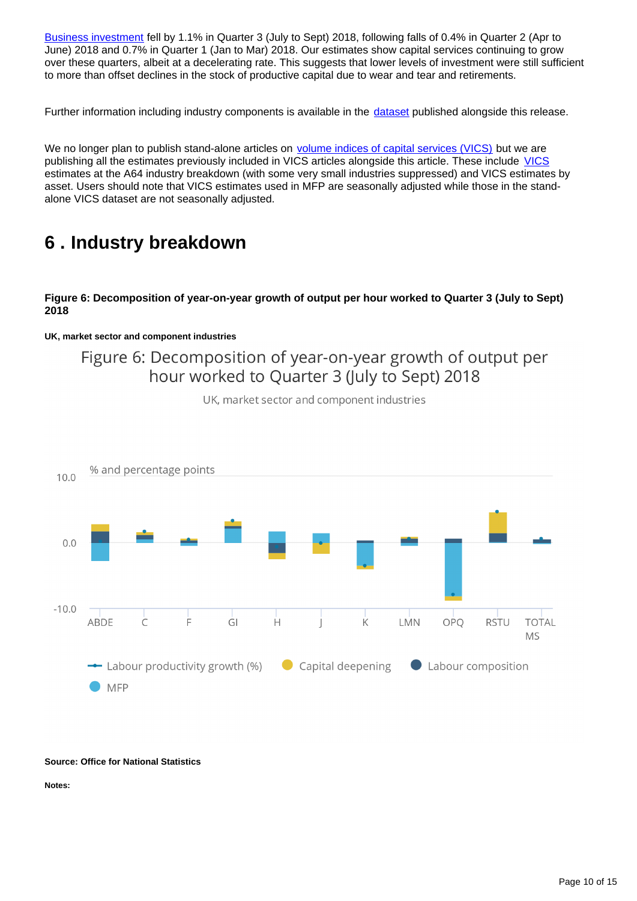[Business investment](#) fell by 1.1% in Quarter 3 (July to Sept) 2018, following falls of 0.4% in Quarter 2 (Apr to June) 2018 and 0.7% in Quarter 1 (Jan to Mar) 2018. Our estimates show capital services continuing to grow over these quarters, albeit at a decelerating rate. This suggests that lower levels of investment were still sufficient to more than offset declines in the stock of productive capital due to wear and tear and retirements.

Further information including industry components is available in the [dataset](#) published alongside this release.

We no longer plan to publish stand-alone articles on [volume indices of capital services (VICS)](#) but we are publishing all the estimates previously included in VICS articles alongside this article. These include [VICS](#) estimates at the A64 industry breakdown (with some very small industries suppressed) and VICS estimates by asset. Users should note that VICS estimates used in MFP are seasonally adjusted while those in the stand-alone VICS dataset are not seasonally adjusted.

## 6 . Industry breakdown

**Figure 6: Decomposition of year-on-year growth of output per hour worked to Quarter 3 (July to Sept) 2018**

**UK, market sector and component industries**

Figure 6: Decomposition of year-on-year growth of output per hour worked to Quarter 3 (July to Sept) 2018

UK, market sector and component industries

% and percentage points

10.0

0.0

-10.0

ABDE C F GI H J K LMN OPQ RSTU TOTAL MS

Labour productivity growth (%) Capital deepening Labour composition MFP

**Source: Office for National Statistics**

**Notes:**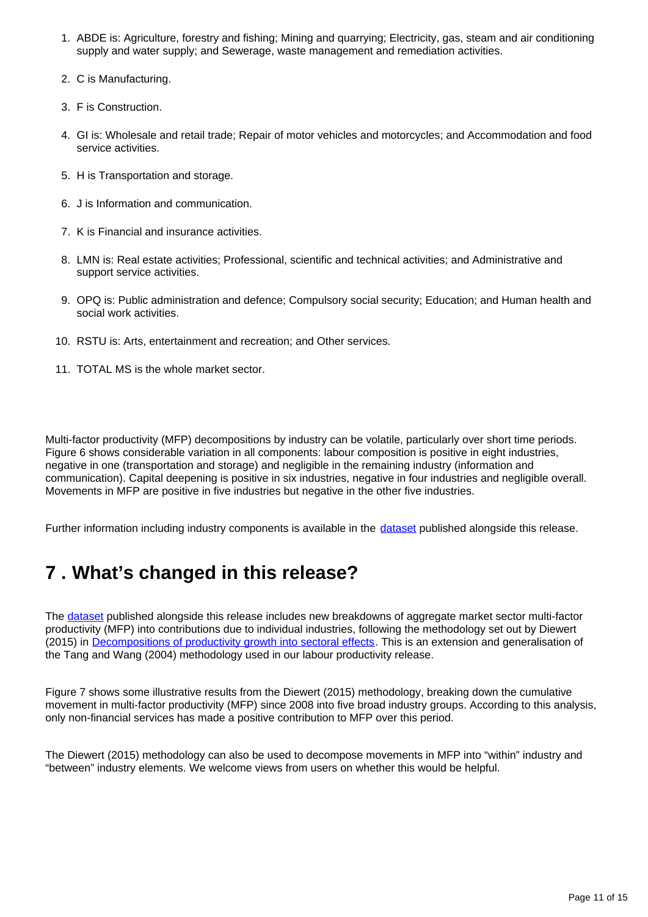1. ABDE is: Agriculture, forestry and fishing; Mining and quarrying; Electricity, gas, steam and air conditioning supply and water supply; and Sewerage, waste management and remediation activities.
2. C is Manufacturing.
3. F is Construction.
4. GI is: Wholesale and retail trade; Repair of motor vehicles and motorcycles; and Accommodation and food service activities.
5. H is Transportation and storage.
6. J is Information and communication.
7. K is Financial and insurance activities.
8. LMN is: Real estate activities; Professional, scientific and technical activities; and Administrative and support service activities.
9. OPQ is: Public administration and defence; Compulsory social security; Education; and Human health and social work activities.
10. RSTU is: Arts, entertainment and recreation; and Other services.
11. TOTAL MS is the whole market sector.

Multi-factor productivity (MFP) decompositions by industry can be volatile, particularly over short time periods. Figure 6 shows considerable variation in all components: labour composition is positive in eight industries, negative in one (transportation and storage) and negligible in the remaining industry (information and communication). Capital deepening is positive in six industries, negative in four industries and negligible overall. Movements in MFP are positive in five industries but negative in the other five industries.

Further information including industry components is available in the dataset published alongside this release.

## 7 . What's changed in this release?

The dataset published alongside this release includes new breakdowns of aggregate market sector multi-factor productivity (MFP) into contributions due to individual industries, following the methodology set out by Diewert (2015) in Decompositions of productivity growth into sectoral effects. This is an extension and generalisation of the Tang and Wang (2004) methodology used in our labour productivity release.

Figure 7 shows some illustrative results from the Diewert (2015) methodology, breaking down the cumulative movement in multi-factor productivity (MFP) since 2008 into five broad industry groups. According to this analysis, only non-financial services has made a positive contribution to MFP over this period.

The Diewert (2015) methodology can also be used to decompose movements in MFP into "within" industry and "between" industry elements. We welcome views from users on whether this would be helpful.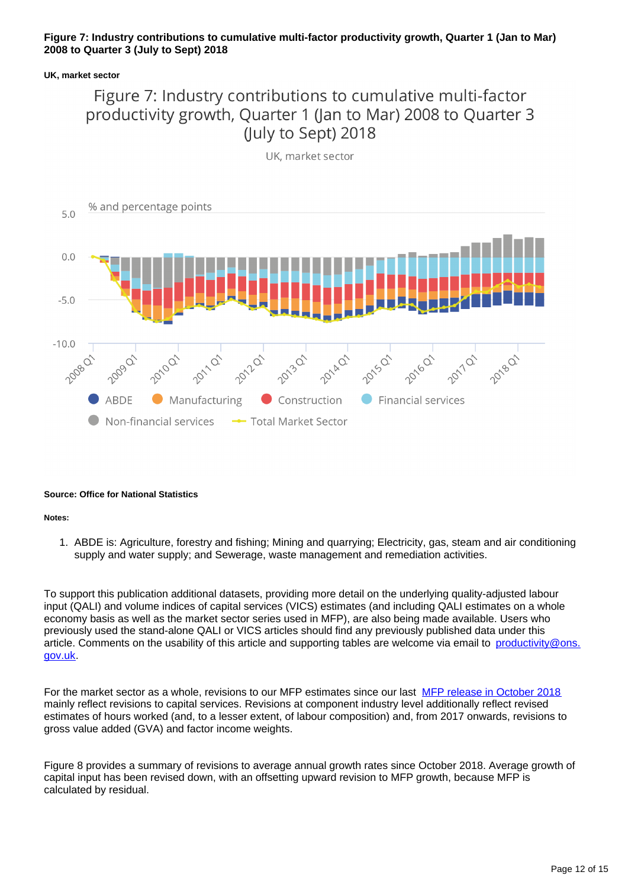**Figure 7: Industry contributions to cumulative multi-factor productivity growth, Quarter 1 (Jan to Mar) 2008 to Quarter 3 (July to Sept) 2018**

**UK, market sector**

**Source: Office for National Statistics**

**Notes:**

1. ABDE is: Agriculture, forestry and fishing; Mining and quarrying; Electricity, gas, steam and air conditioning supply and water supply; and Sewerage, waste management and remediation activities.

To support this publication additional datasets, providing more detail on the underlying quality-adjusted labour input (QALI) and volume indices of capital services (VICS) estimates (and including QALI estimates on a whole economy basis as well as the market sector series used in MFP), are also being made available. Users who previously used the stand-alone QALI or VICS articles should find any previously published data under this article. Comments on the usability of this article and supporting tables are welcome via email to productivity@ons.gov.uk.

For the market sector as a whole, revisions to our MFP estimates since our last MFP release in October 2018 mainly reflect revisions to capital services. Revisions at component industry level additionally reflect revised estimates of hours worked (and, to a lesser extent, of labour composition) and, from 2017 onwards, revisions to gross value added (GVA) and factor income weights.

Figure 8 provides a summary of revisions to average annual growth rates since October 2018. Average growth of capital input has been revised down, with an offsetting upward revision to MFP growth, because MFP is calculated by residual.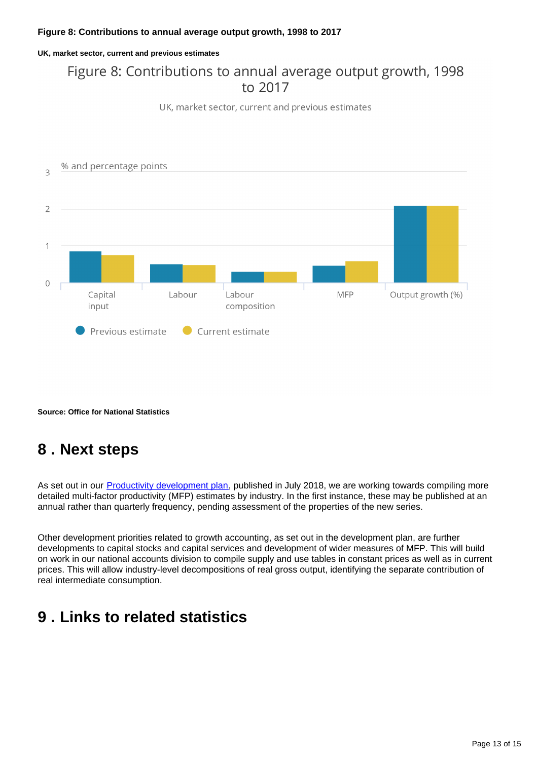**Figure 8: Contributions to annual average output growth, 1998 to 2017**

**UK, market sector, current and previous estimates**

Figure 8: Contributions to annual average output growth, 1998 to 2017

UK, market sector, current and previous estimates

% and percentage points

| | Previous estimate | Current estimate |
|---|---|---|
| Capital input | 0.84 | 0.75 |
| Labour | 0.50 | 0.48 |
| Labour composition | 0.29 | 0.29 |
| MFP | 0.46 | 0.58 |
| Output growth (%) | 2.08 | 2.08 |

**Source: Office for National Statistics**

## 8 . Next steps

As set out in our Productivity development plan, published in July 2018, we are working towards compiling more detailed multi-factor productivity (MFP) estimates by industry. In the first instance, these may be published at an annual rather than quarterly frequency, pending assessment of the properties of the new series.

Other development priorities related to growth accounting, as set out in the development plan, are further developments to capital stocks and capital services and development of wider measures of MFP. This will build on work in our national accounts division to compile supply and use tables in constant prices as well as in current prices. This will allow industry-level decompositions of real gross output, identifying the separate contribution of real intermediate consumption.

## 9 . Links to related statistics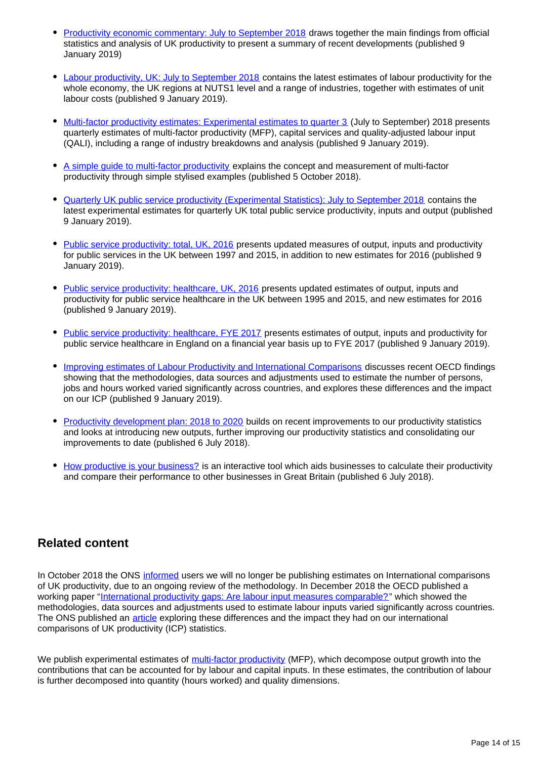- Productivity economic commentary: July to September 2018 draws together the main findings from official statistics and analysis of UK productivity to present a summary of recent developments (published 9 January 2019)

- Labour productivity, UK: July to September 2018 contains the latest estimates of labour productivity for the whole economy, the UK regions at NUTS1 level and a range of industries, together with estimates of unit labour costs (published 9 January 2019).

- Multi-factor productivity estimates: Experimental estimates to quarter 3 (July to September) 2018 presents quarterly estimates of multi-factor productivity (MFP), capital services and quality-adjusted labour input (QALI), including a range of industry breakdowns and analysis (published 9 January 2019).

- A simple guide to multi-factor productivity explains the concept and measurement of multi-factor productivity through simple stylised examples (published 5 October 2018).

- Quarterly UK public service productivity (Experimental Statistics): July to September 2018 contains the latest experimental estimates for quarterly UK total public service productivity, inputs and output (published 9 January 2019).

- Public service productivity: total, UK, 2016 presents updated measures of output, inputs and productivity for public services in the UK between 1997 and 2015, in addition to new estimates for 2016 (published 9 January 2019).

- Public service productivity: healthcare, UK, 2016 presents updated estimates of output, inputs and productivity for public service healthcare in the UK between 1995 and 2015, and new estimates for 2016 (published 9 January 2019).

- Public service productivity: healthcare, FYE 2017 presents estimates of output, inputs and productivity for public service healthcare in England on a financial year basis up to FYE 2017 (published 9 January 2019).

- Improving estimates of Labour Productivity and International Comparisons discusses recent OECD findings showing that the methodologies, data sources and adjustments used to estimate the number of persons, jobs and hours worked varied significantly across countries, and explores these differences and the impact on our ICP (published 9 January 2019).

- Productivity development plan: 2018 to 2020 builds on recent improvements to our productivity statistics and looks at introducing new outputs, further improving our productivity statistics and consolidating our improvements to date (published 6 July 2018).

- How productive is your business? is an interactive tool which aids businesses to calculate their productivity and compare their performance to other businesses in Great Britain (published 6 July 2018).

## Related content

In October 2018 the ONS informed users we will no longer be publishing estimates on International comparisons of UK productivity, due to an ongoing review of the methodology. In December 2018 the OECD published a working paper "International productivity gaps: Are labour input measures comparable?" which showed the methodologies, data sources and adjustments used to estimate labour inputs varied significantly across countries. The ONS published an article exploring these differences and the impact they had on our international comparisons of UK productivity (ICP) statistics.

We publish experimental estimates of multi-factor productivity (MFP), which decompose output growth into the contributions that can be accounted for by labour and capital inputs. In these estimates, the contribution of labour is further decomposed into quantity (hours worked) and quality dimensions.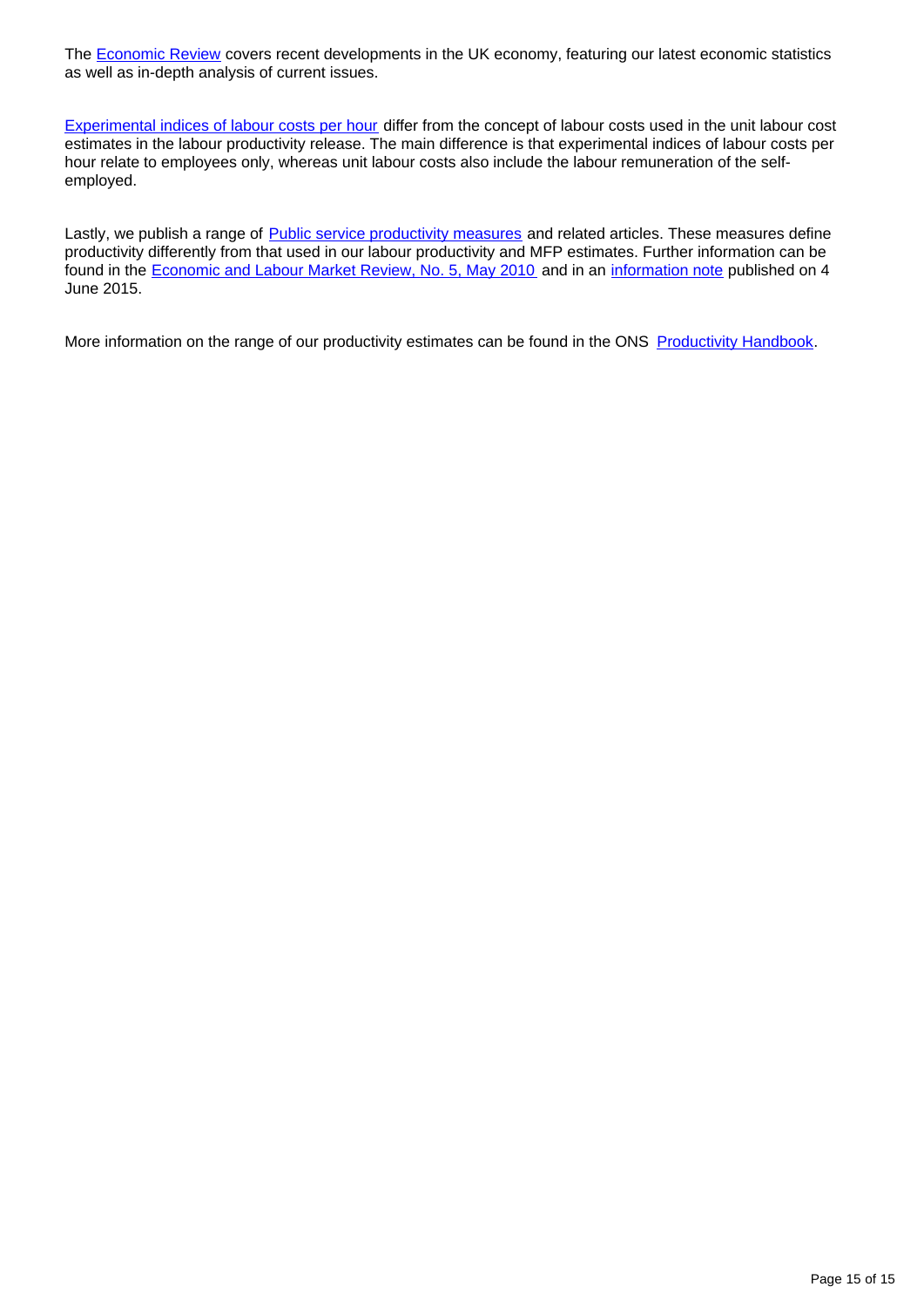The Economic Review covers recent developments in the UK economy, featuring our latest economic statistics as well as in-depth analysis of current issues.

Experimental indices of labour costs per hour differ from the concept of labour costs used in the unit labour cost estimates in the labour productivity release. The main difference is that experimental indices of labour costs per hour relate to employees only, whereas unit labour costs also include the labour remuneration of the self-employed.

Lastly, we publish a range of Public service productivity measures and related articles. These measures define productivity differently from that used in our labour productivity and MFP estimates. Further information can be found in the Economic and Labour Market Review, No. 5, May 2010 and in an information note published on 4 June 2015.

More information on the range of our productivity estimates can be found in the ONS Productivity Handbook.